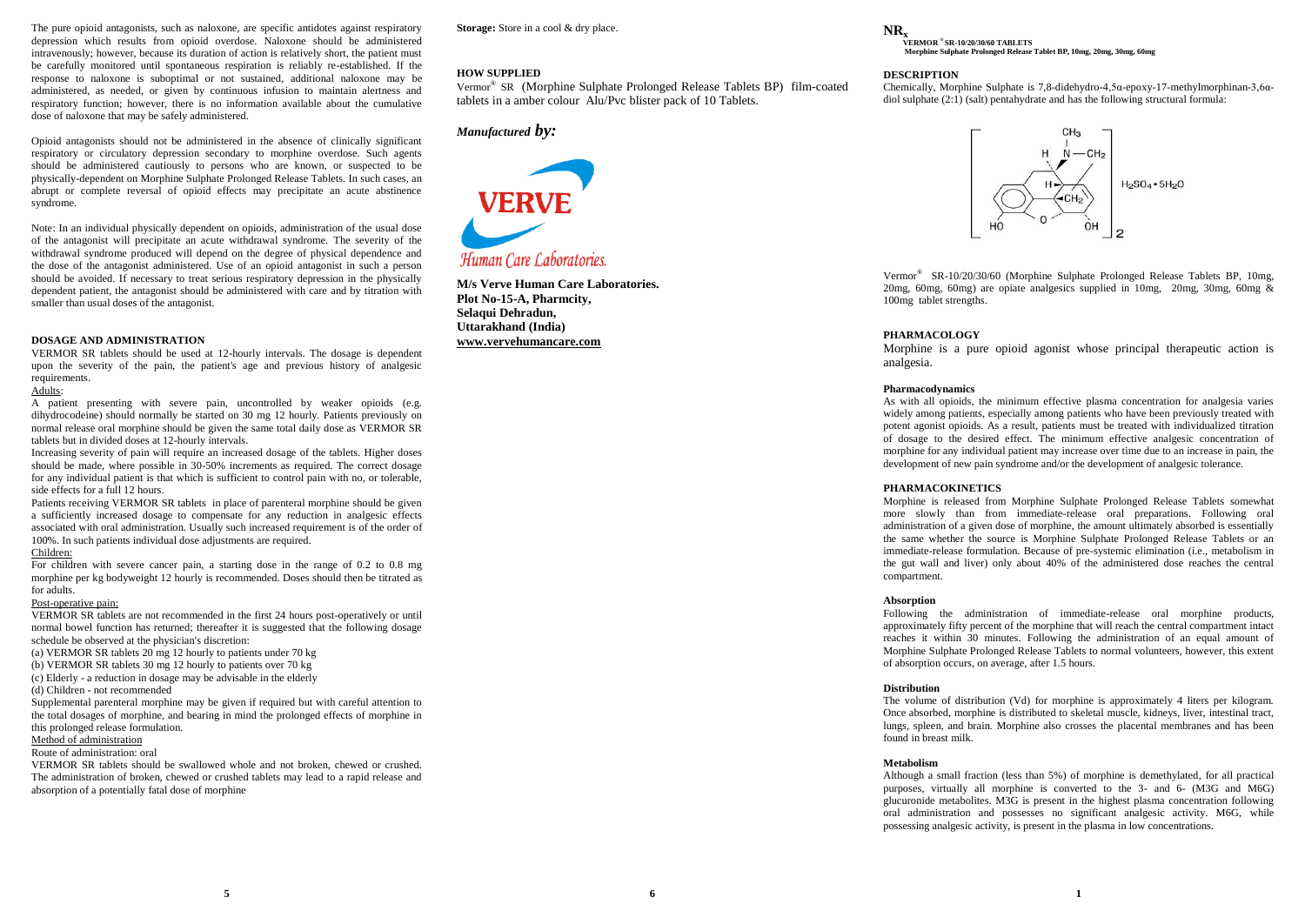The pure opioid antagonists, such as naloxone, are specific antidotes against respiratory depression which results from opioid overdose. Naloxone should be administered intravenously; however, because its duration of action is relatively short, the patient must be carefully monitored until spontaneous respiration is reliably re-established. If the response to naloxone is suboptimal or not sustained, additional naloxone may be administered, as needed, or given by continuous infusion to maintain alertness and respiratory function; however, there is no information available about the cumulative dose of naloxone that may be safely administered.

Opioid antagonists should not be administered in the absence of clinically significant respiratory or circulatory depression secondary to morphine overdose. Such agents should be administered cautiously to persons who are known, or suspected to be physically-dependent on Morphine Sulphate Prolonged Release Tablets. In such cases, an abrupt or complete reversal of opioid effects may precipitate an acute abstinence syndrome.

Note: In an individual physically dependent on opioids, administration of the usual dose of the antagonist will precipitate an acute withdrawal syndrome. The severity of the withdrawal syndrome produced will depend on the degree of physical dependence and the dose of the antagonist administered. Use of an opioid antagonist in such a person should be avoided. If necessary to treat serious respiratory depression in the physically dependent patient, the antagonist should be administered with care and by titration with smaller than usual doses of the antagonist.

## DOSAGE AND ADMINISTRATION

VERMOR SR tablets should be used at 12-hourly intervals. The dosage is dependent upon the severity of the pain, the patient's age and previous history of analgesic requirements.

Adults:

A patient presenting with severe pain, uncontrolled by weaker opioids (e.g. dihydrocodeine) should normally be started on 30 mg 12 hourly. Patients previously on normal release oral morphine should be given the same total daily dose as VERMOR SR tablets but in divided doses at 12-hourly intervals.

Increasing severity of pain will require an increased dosage of the tablets. Higher doses should be made, where possible in 30-50% increments as required. The correct dosage for any individual patient is that which is sufficient to control pain with no, or tolerable, side effects for a full 12 hours.

Patients receiving VERMOR SR tablets in place of parenteral morphine should be given a sufficiently increased dosage to compensate for any reduction in analgesic effects associated with oral administration. Usually such increased requirement is of the order of 100%. In such patients individual dose adjustments are required.

Children:

For children with severe cancer pain, a starting dose in the range of 0.2 to 0.8 mg morphine per kg bodyweight 12 hourly is recommended. Doses should then be titrated as for adults.

Post-operative pain:

VERMOR SR tablets are not recommended in the first 24 hours post-operatively or until normal bowel function has returned; thereafter it is suggested that the following dosage schedule be observed at the physician's discretion:

(a) VERMOR SR tablets 20 mg 12 hourly to patients under 70 kg

(b) VERMOR SR tablets 30 mg 12 hourly to patients over 70 kg

(c) Elderly - a reduction in dosage may be advisable in the elderly

(d) Children - not recommended

Supplemental parenteral morphine may be given if required but with careful attention to the total dosages of morphine, and bearing in mind the prolonged effects of morphine in this prolonged release formulation.

Method of administration

Route of administration: oral

VERMOR SR tablets should be swallowed whole and not broken, chewed or crushed. The administration of broken, chewed or crushed tablets may lead to a rapid release and absorption of a potentially fatal dose of morphine

**Storage:** Store in a cool & dry place.

## HOW SUPPLIED

Vermor® SR (Morphine Sulphate Prolonged Release Tablets BP) film-coated tablets in a amber colour Alu/Pvc blister pack of 10 Tablets.

*Manufactured by:*

VERVE
Human Care Laboratories.

**M/s Verve Human Care Laboratories.**
**Plot No-15-A, Pharmcity,**
**Selaqui Dehradun,**
**Uttarakhand (India)**
**www.vervehumancare.com**

**$NR_x$**

**VERMOR® SR-10/20/30/60 TABLETS**
**Morphine Sulphate Prolonged Release Tablet BP, 10mg, 20mg, 30mg, 60mg**

## DESCRIPTION

Chemically, Morphine Sulphate is 7,8-didehydro-4,5α-epoxy-17-methylmorphinan-3,6α-diol sulphate (2:1) (salt) pentahydrate and has the following structural formula:

$H_2SO_4 \cdot 5H_2O$

Vermor® SR-10/20/30/60 (Morphine Sulphate Prolonged Release Tablets BP, 10mg, 20mg, 60mg, 60mg) are opiate analgesics supplied in 10mg, 20mg, 30mg, 60mg & 100mg tablet strengths.

## PHARMACOLOGY

Morphine is a pure opioid agonist whose principal therapeutic action is analgesia.

### Pharmacodynamics

As with all opioids, the minimum effective plasma concentration for analgesia varies widely among patients, especially among patients who have been previously treated with potent agonist opioids. As a result, patients must be treated with individualized titration of dosage to the desired effect. The minimum effective analgesic concentration of morphine for any individual patient may increase over time due to an increase in pain, the development of new pain syndrome and/or the development of analgesic tolerance.

## PHARMACOKINETICS

Morphine is released from Morphine Sulphate Prolonged Release Tablets somewhat more slowly than from immediate-release oral preparations. Following oral administration of a given dose of morphine, the amount ultimately absorbed is essentially the same whether the source is Morphine Sulphate Prolonged Release Tablets or an immediate-release formulation. Because of pre-systemic elimination (i.e., metabolism in the gut wall and liver) only about 40% of the administered dose reaches the central compartment.

### Absorption

Following the administration of immediate-release oral morphine products, approximately fifty percent of the morphine that will reach the central compartment intact reaches it within 30 minutes. Following the administration of an equal amount of Morphine Sulphate Prolonged Release Tablets to normal volunteers, however, this extent of absorption occurs, on average, after 1.5 hours.

### Distribution

The volume of distribution (Vd) for morphine is approximately 4 liters per kilogram. Once absorbed, morphine is distributed to skeletal muscle, kidneys, liver, intestinal tract, lungs, spleen, and brain. Morphine also crosses the placental membranes and has been found in breast milk.

### Metabolism

Although a small fraction (less than 5%) of morphine is demethylated, for all practical purposes, virtually all morphine is converted to the 3- and 6- (M3G and M6G) glucuronide metabolites. M3G is present in the highest plasma concentration following oral administration and possesses no significant analgesic activity. M6G, while possessing analgesic activity, is present in the plasma in low concentrations.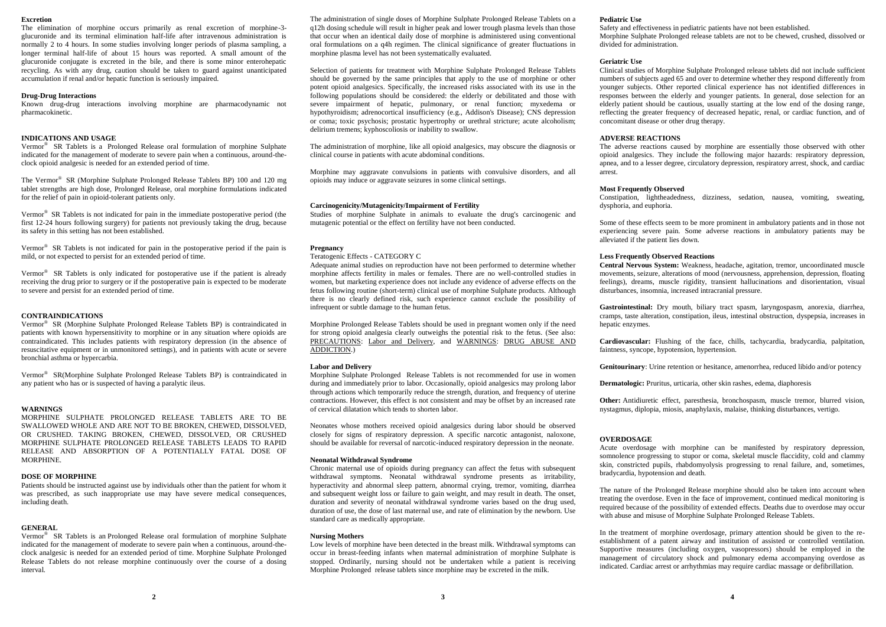### Excretion

The elimination of morphine occurs primarily as renal excretion of morphine-3-glucuronide and its terminal elimination half-life after intravenous administration is normally 2 to 4 hours. In some studies involving longer periods of plasma sampling, a longer terminal half-life of about 15 hours was reported. A small amount of the glucuronide conjugate is excreted in the bile, and there is some minor enterohepatic recycling. As with any drug, caution should be taken to guard against unanticipated accumulation if renal and/or hepatic function is seriously impaired.

### Drug-Drug Interactions

Known drug-drug interactions involving morphine are pharmacodynamic not pharmacokinetic.

## INDICATIONS AND USAGE

Vermor® SR Tablets is a Prolonged Release oral formulation of morphine Sulphate indicated for the management of moderate to severe pain when a continuous, around-the-clock opioid analgesic is needed for an extended period of time.

The Vermor® SR (Morphine Sulphate Prolonged Release Tablets BP) 100 and 120 mg tablet strengths are high dose, Prolonged Release, oral morphine formulations indicated for the relief of pain in opioid-tolerant patients only.

Vermor® SR Tablets is not indicated for pain in the immediate postoperative period (the first 12-24 hours following surgery) for patients not previously taking the drug, because its safety in this setting has not been established.

Vermor® SR Tablets is not indicated for pain in the postoperative period if the pain is mild, or not expected to persist for an extended period of time.

Vermor® SR Tablets is only indicated for postoperative use if the patient is already receiving the drug prior to surgery or if the postoperative pain is expected to be moderate to severe and persist for an extended period of time.

## CONTRAINDICATIONS

Vermor® SR (Morphine Sulphate Prolonged Release Tablets BP) is contraindicated in patients with known hypersensitivity to morphine or in any situation where opioids are contraindicated. This includes patients with respiratory depression (in the absence of resuscitative equipment or in unmonitored settings), and in patients with acute or severe bronchial asthma or hypercarbia.

Vermor® SR(Morphine Sulphate Prolonged Release Tablets BP) is contraindicated in any patient who has or is suspected of having a paralytic ileus.

## WARNINGS

MORPHINE SULPHATE PROLONGED RELEASE TABLETS ARE TO BE SWALLOWED WHOLE AND ARE NOT TO BE BROKEN, CHEWED, DISSOLVED, OR CRUSHED. TAKING BROKEN, CHEWED, DISSOLVED, OR CRUSHED MORPHINE SULPHATE PROLONGED RELEASE TABLETS LEADS TO RAPID RELEASE AND ABSORPTION OF A POTENTIALLY FATAL DOSE OF MORPHINE.

### DOSE OF MORPHINE

Patients should be instructed against use by individuals other than the patient for whom it was prescribed, as such inappropriate use may have severe medical consequences, including death.

### GENERAL

Vermor® SR Tablets is an Prolonged Release oral formulation of morphine Sulphate indicated for the management of moderate to severe pain when a continuous, around-the-clock analgesic is needed for an extended period of time. Morphine Sulphate Prolonged Release Tablets do not release morphine continuously over the course of a dosing interval.

The administration of single doses of Morphine Sulphate Prolonged Release Tablets on a q12h dosing schedule will result in higher peak and lower trough plasma levels than those that occur when an identical daily dose of morphine is administered using conventional oral formulations on a q4h regimen. The clinical significance of greater fluctuations in morphine plasma level has not been systematically evaluated.

Selection of patients for treatment with Morphine Sulphate Prolonged Release Tablets should be governed by the same principles that apply to the use of morphine or other potent opioid analgesics. Specifically, the increased risks associated with its use in the following populations should be considered: the elderly or debilitated and those with severe impairment of hepatic, pulmonary, or renal function; myxedema or hypothyroidism; adrenocortical insufficiency (e.g., Addison's Disease); CNS depression or coma; toxic psychosis; prostatic hypertrophy or urethral stricture; acute alcoholism; delirium tremens; kyphoscoliosis or inability to swallow.

The administration of morphine, like all opioid analgesics, may obscure the diagnosis or clinical course in patients with acute abdominal conditions.

Morphine may aggravate convulsions in patients with convulsive disorders, and all opioids may induce or aggravate seizures in some clinical settings.

### Carcinogenicity/Mutagenicity/Impairment of Fertility

Studies of morphine Sulphate in animals to evaluate the drug's carcinogenic and mutagenic potential or the effect on fertility have not been conducted.

### Pregnancy

Teratogenic Effects - CATEGORY C

Adequate animal studies on reproduction have not been performed to determine whether morphine affects fertility in males or females. There are no well-controlled studies in women, but marketing experience does not include any evidence of adverse effects on the fetus following routine (short-term) clinical use of morphine Sulphate products. Although there is no clearly defined risk, such experience cannot exclude the possibility of infrequent or subtle damage to the human fetus.

Morphine Prolonged Release Tablets should be used in pregnant women only if the need for strong opioid analgesia clearly outweighs the potential risk to the fetus. (See also: PRECAUTIONS: Labor and Delivery, and WARNINGS: DRUG ABUSE AND ADDICTION.)

### Labor and Delivery

Morphine Sulphate Prolonged Release Tablets is not recommended for use in women during and immediately prior to labor. Occasionally, opioid analgesics may prolong labor through actions which temporarily reduce the strength, duration, and frequency of uterine contractions. However, this effect is not consistent and may be offset by an increased rate of cervical dilatation which tends to shorten labor.

Neonates whose mothers received opioid analgesics during labor should be observed closely for signs of respiratory depression. A specific narcotic antagonist, naloxone, should be available for reversal of narcotic-induced respiratory depression in the neonate.

### Neonatal Withdrawal Syndrome

Chronic maternal use of opioids during pregnancy can affect the fetus with subsequent withdrawal symptoms. Neonatal withdrawal syndrome presents as irritability, hyperactivity and abnormal sleep pattern, abnormal crying, tremor, vomiting, diarrhea and subsequent weight loss or failure to gain weight, and may result in death. The onset, duration and severity of neonatal withdrawal syndrome varies based on the drug used, duration of use, the dose of last maternal use, and rate of elimination by the newborn. Use standard care as medically appropriate.

### Nursing Mothers

Low levels of morphine have been detected in the breast milk. Withdrawal symptoms can occur in breast-feeding infants when maternal administration of morphine Sulphate is stopped. Ordinarily, nursing should not be undertaken while a patient is receiving Morphine Prolonged release tablets since morphine may be excreted in the milk.

### Pediatric Use

Safety and effectiveness in pediatric patients have not been established.

Morphine Sulphate Prolonged release tablets are not to be chewed, crushed, dissolved or divided for administration.

### Geriatric Use

Clinical studies of Morphine Sulphate Prolonged release tablets did not include sufficient numbers of subjects aged 65 and over to determine whether they respond differently from younger subjects. Other reported clinical experience has not identified differences in responses between the elderly and younger patients. In general, dose selection for an elderly patient should be cautious, usually starting at the low end of the dosing range, reflecting the greater frequency of decreased hepatic, renal, or cardiac function, and of concomitant disease or other drug therapy.

## ADVERSE REACTIONS

The adverse reactions caused by morphine are essentially those observed with other opioid analgesics. They include the following major hazards: respiratory depression, apnea, and to a lesser degree, circulatory depression, respiratory arrest, shock, and cardiac arrest.

### Most Frequently Observed

Constipation, lightheadedness, dizziness, sedation, nausea, vomiting, sweating, dysphoria, and euphoria.

Some of these effects seem to be more prominent in ambulatory patients and in those not experiencing severe pain. Some adverse reactions in ambulatory patients may be alleviated if the patient lies down.

### Less Frequently Observed Reactions

**Central Nervous System:** Weakness, headache, agitation, tremor, uncoordinated muscle movements, seizure, alterations of mood (nervousness, apprehension, depression, floating feelings), dreams, muscle rigidity, transient hallucinations and disorientation, visual disturbances, insomnia, increased intracranial pressure.

**Gastrointestinal:** Dry mouth, biliary tract spasm, laryngospasm, anorexia, diarrhea, cramps, taste alteration, constipation, ileus, intestinal obstruction, dyspepsia, increases in hepatic enzymes.

**Cardiovascular:** Flushing of the face, chills, tachycardia, bradycardia, palpitation, faintness, syncope, hypotension, hypertension.

**Genitourinary**: Urine retention or hesitance, amenorrhea, reduced libido and/or potency

**Dermatologic:** Pruritus, urticaria, other skin rashes, edema, diaphoresis

**Other:** Antidiuretic effect, paresthesia, bronchospasm, muscle tremor, blurred vision, nystagmus, diplopia, miosis, anaphylaxis, malaise, thinking disturbances, vertigo.

## OVERDOSAGE

Acute overdosage with morphine can be manifested by respiratory depression, somnolence progressing to stupor or coma, skeletal muscle flaccidity, cold and clammy skin, constricted pupils, rhabdomyolysis progressing to renal failure, and, sometimes, bradycardia, hypotension and death.

The nature of the Prolonged Release morphine should also be taken into account when treating the overdose. Even in the face of improvement, continued medical monitoring is required because of the possibility of extended effects. Deaths due to overdose may occur with abuse and misuse of Morphine Sulphate Prolonged Release Tablets.

In the treatment of morphine overdosage, primary attention should be given to the re-establishment of a patent airway and institution of assisted or controlled ventilation. Supportive measures (including oxygen, vasopressors) should be employed in the management of circulatory shock and pulmonary edema accompanying overdose as indicated. Cardiac arrest or arrhythmias may require cardiac massage or defibrillation.